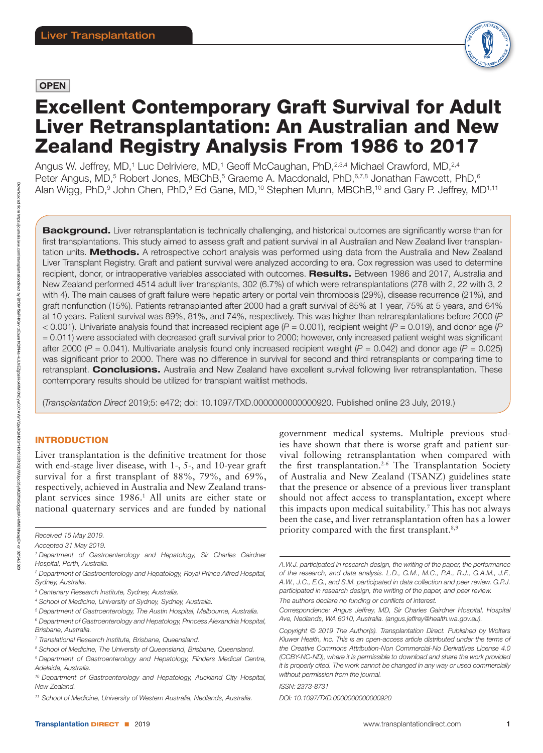Liver Transplantation

OPEN

# Excellent Contemporary Graft Survival for Adult Liver Retransplantation: An Australian and New Zealand Registry Analysis From 1986 to 2017

Angus W. Jeffrey, MD,[1] Luc Delriviere, MD,[1] Geoff McCaughan, PhD,[2,3,4] Michael Crawford, MD,[2,4] Peter Angus, MD,[5] Robert Jones, MBChB,[5] Graeme A. Macdonald, PhD,[6,7,8] Jonathan Fawcett, PhD,[6] Alan Wigg, PhD,[9] John Chen, PhD,[9] Ed Gane, MD,[10] Stephen Munn, MBChB,[10] and Gary P. Jeffrey, MD[1,11]

**Background.** Liver retransplantation is technically challenging, and historical outcomes are significantly worse than for first transplantations. This study aimed to assess graft and patient survival in all Australian and New Zealand liver transplantation units. **Methods.** A retrospective cohort analysis was performed using data from the Australia and New Zealand Liver Transplant Registry. Graft and patient survival were analyzed according to era. Cox regression was used to determine recipient, donor, or intraoperative variables associated with outcomes. **Results.** Between 1986 and 2017, Australia and New Zealand performed 4514 adult liver transplants, 302 (6.7%) of which were retransplantations (278 with 2, 22 with 3, 2 with 4). The main causes of graft failure were hepatic artery or portal vein thrombosis (29%), disease recurrence (21%), and graft nonfunction (15%). Patients retransplanted after 2000 had a graft survival of 85% at 1 year, 75% at 5 years, and 64% at 10 years. Patient survival was 89%, 81%, and 74%, respectively. This was higher than retransplantations before 2000 ($P < 0.001$). Univariate analysis found that increased recipient age ($P = 0.001$), recipient weight ($P = 0.019$), and donor age ($P = 0.011$) were associated with decreased graft survival prior to 2000; however, only increased patient weight was significant after 2000 ($P = 0.041$). Multivariate analysis found only increased recipient weight ($P = 0.042$) and donor age ($P = 0.025$) was significant prior to 2000. There was no difference in survival for second and third retransplants or comparing time to retransplant. **Conclusions.** Australia and New Zealand have excellent survival following liver retransplantation. These contemporary results should be utilized for transplant waitlist methods.

(*Transplantation Direct* 2019;5: e472; doi: 10.1097/TXD.0000000000000920. Published online 23 July, 2019.)

## INTRODUCTION

Liver transplantation is the definitive treatment for those with end-stage liver disease, with 1-, 5-, and 10-year graft survival for a first transplant of 88%, 79%, and 69%, respectively, achieved in Australia and New Zealand transplant services since 1986.[1] All units are either state or national quaternary services and are funded by national government medical systems. Multiple previous studies have shown that there is worse graft and patient survival following retransplantation when compared with the first transplantation.[2-6] The Transplantation Society of Australia and New Zealand (TSANZ) guidelines state that the presence or absence of a previous liver transplant should not affect access to transplantation, except where this impacts upon medical suitability.[7] This has not always been the case, and liver retransplantation often has a lower priority compared with the first transplant.[8,9]

Received 15 May 2019.

Accepted 31 May 2019.

[1] Department of Gastroenterology and Hepatology, Sir Charles Gairdner Hospital, Perth, Australia.

[2] Department of Gastroenterology and Hepatology, Royal Prince Alfred Hospital, Sydney, Australia.

[3] Centenary Research Institute, Sydney, Australia.

[4] School of Medicine, University of Sydney, Sydney, Australia.

[5] Department of Gastroenterology, The Austin Hospital, Melbourne, Australia.

[6] Department of Gastroenterology and Hepatology, Princess Alexandria Hospital, Brisbane, Australia.

[7] Translational Research Institute, Brisbane, Queensland.

[8] School of Medicine, The University of Queensland, Brisbane, Queensland.

[9] Department of Gastroenterology and Hepatology, Flinders Medical Centre, Adelaide, Australia.

[10] Department of Gastroenterology and Hepatology, Auckland City Hospital, New Zealand.

[11] School of Medicine, University of Western Australia, Nedlands, Australia.

A.W.J. participated in research design, the writing of the paper, the performance of the research, and data analysis. L.D., G.M., M.C., P.A., R.J., G.A.M., J.F., A.W., J.C., E.G., and S.M. participated in data collection and peer review. G.P.J. participated in research design, the writing of the paper, and peer review.

The authors declare no funding or conflicts of interest.

Correspondence: Angus Jeffrey, MD, Sir Charles Gairdner Hospital, Hospital Ave, Nedlands, WA 6010, Australia. (angus.jeffrey@health.wa.gov.au).

Copyright © 2019 The Author(s). Transplantation Direct. Published by Wolters Kluwer Health, Inc. This is an open-access article distributed under the terms of the Creative Commons Attribution-Non Commercial-No Derivatives License 4.0 (CCBY-NC-ND), where it is permissible to download and share the work provided it is properly cited. The work cannot be changed in any way or used commercially without permission from the journal.

ISSN: 2373-8731

DOI: 10.1097/TXD.0000000000000920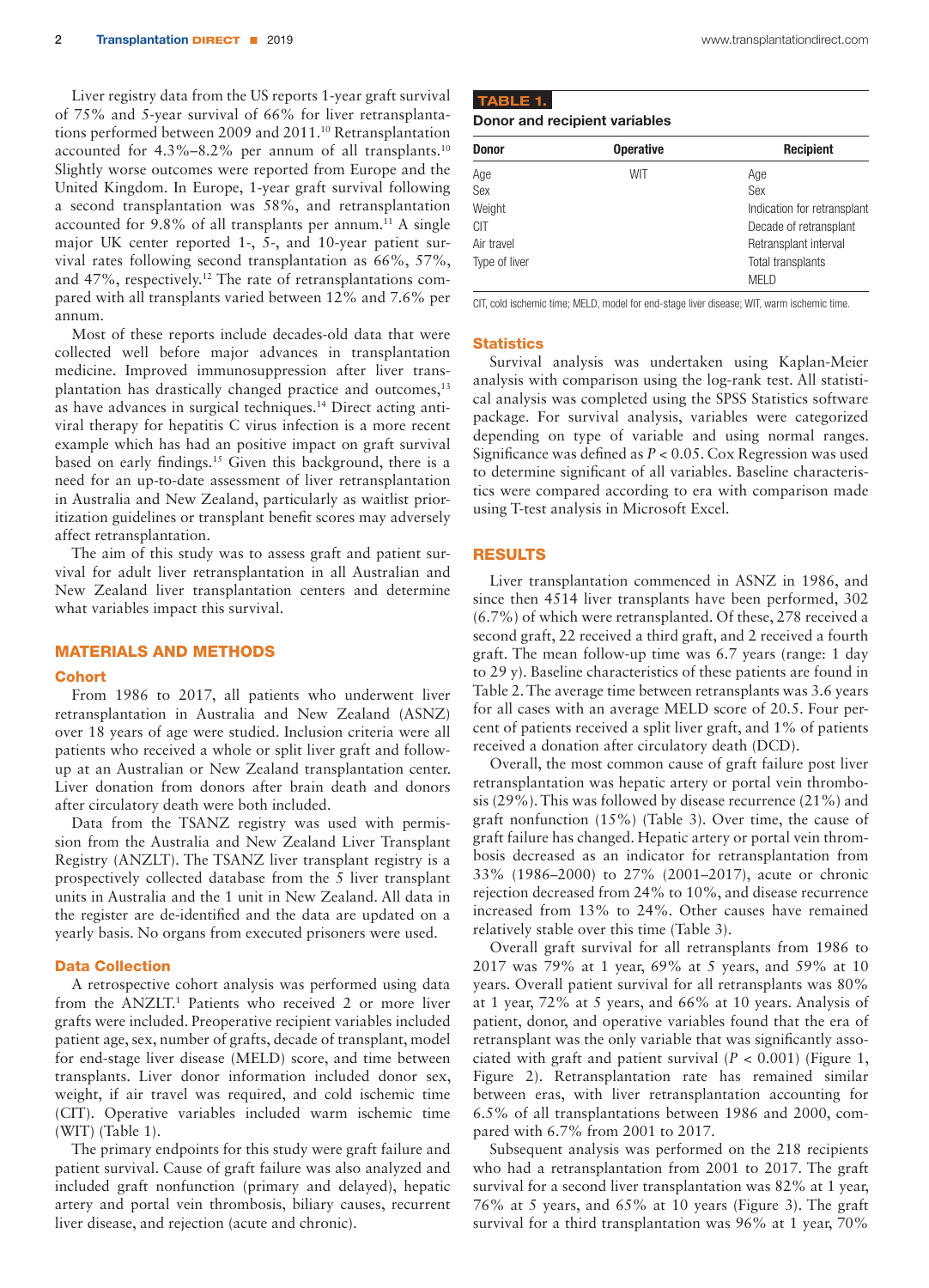Liver registry data from the US reports 1-year graft survival of 75% and 5-year survival of 66% for liver retransplantations performed between 2009 and 2011.[10] Retransplantation accounted for 4.3%–8.2% per annum of all transplants.[10] Slightly worse outcomes were reported from Europe and the United Kingdom. In Europe, 1-year graft survival following a second transplantation was 58%, and retransplantation accounted for 9.8% of all transplants per annum.[11] A single major UK center reported 1-, 5-, and 10-year patient survival rates following second transplantation as 66%, 57%, and 47%, respectively.[12] The rate of retransplantations compared with all transplants varied between 12% and 7.6% per annum.

Most of these reports include decades-old data that were collected well before major advances in transplantation medicine. Improved immunosuppression after liver transplantation has drastically changed practice and outcomes,[13] as have advances in surgical techniques.[14] Direct acting antiviral therapy for hepatitis C virus infection is a more recent example which has had an positive impact on graft survival based on early findings.[15] Given this background, there is a need for an up-to-date assessment of liver retransplantation in Australia and New Zealand, particularly as waitlist prioritization guidelines or transplant benefit scores may adversely affect retransplantation.

The aim of this study was to assess graft and patient survival for adult liver retransplantation in all Australian and New Zealand liver transplantation centers and determine what variables impact this survival.

## MATERIALS AND METHODS

### Cohort

From 1986 to 2017, all patients who underwent liver retransplantation in Australia and New Zealand (ASNZ) over 18 years of age were studied. Inclusion criteria were all patients who received a whole or split liver graft and follow-up at an Australian or New Zealand transplantation center. Liver donation from donors after brain death and donors after circulatory death were both included.

Data from the TSANZ registry was used with permission from the Australia and New Zealand Liver Transplant Registry (ANZLT). The TSANZ liver transplant registry is a prospectively collected database from the 5 liver transplant units in Australia and the 1 unit in New Zealand. All data in the register are de-identified and the data are updated on a yearly basis. No organs from executed prisoners were used.

### Data Collection

A retrospective cohort analysis was performed using data from the ANZLT.[1] Patients who received 2 or more liver grafts were included. Preoperative recipient variables included patient age, sex, number of grafts, decade of transplant, model for end-stage liver disease (MELD) score, and time between transplants. Liver donor information included donor sex, weight, if air travel was required, and cold ischemic time (CIT). Operative variables included warm ischemic time (WIT) (Table 1).

The primary endpoints for this study were graft failure and patient survival. Cause of graft failure was also analyzed and included graft nonfunction (primary and delayed), hepatic artery and portal vein thrombosis, biliary causes, recurrent liver disease, and rejection (acute and chronic).

**TABLE 1.**
**Donor and recipient variables**

| Donor | Operative | Recipient |
|---|---|---|
| Age | WIT | Age |
| Sex | | Sex |
| Weight | | Indication for retransplant |
| CIT | | Decade of retransplant |
| Air travel | | Retransplant interval |
| Type of liver | | Total transplants |
| | | MELD |

CIT, cold ischemic time; MELD, model for end-stage liver disease; WIT, warm ischemic time.

### Statistics

Survival analysis was undertaken using Kaplan-Meier analysis with comparison using the log-rank test. All statistical analysis was completed using the SPSS Statistics software package. For survival analysis, variables were categorized depending on type of variable and using normal ranges. Significance was defined as $P < 0.05$. Cox Regression was used to determine significant of all variables. Baseline characteristics were compared according to era with comparison made using T-test analysis in Microsoft Excel.

## RESULTS

Liver transplantation commenced in ASNZ in 1986, and since then 4514 liver transplants have been performed, 302 (6.7%) of which were retransplanted. Of these, 278 received a second graft, 22 received a third graft, and 2 received a fourth graft. The mean follow-up time was 6.7 years (range: 1 day to 29 y). Baseline characteristics of these patients are found in Table 2. The average time between retransplants was 3.6 years for all cases with an average MELD score of 20.5. Four percent of patients received a split liver graft, and 1% of patients received a donation after circulatory death (DCD).

Overall, the most common cause of graft failure post liver retransplantation was hepatic artery or portal vein thrombosis (29%). This was followed by disease recurrence (21%) and graft nonfunction (15%) (Table 3). Over time, the cause of graft failure has changed. Hepatic artery or portal vein thrombosis decreased as an indicator for retransplantation from 33% (1986–2000) to 27% (2001–2017), acute or chronic rejection decreased from 24% to 10%, and disease recurrence increased from 13% to 24%. Other causes have remained relatively stable over this time (Table 3).

Overall graft survival for all retransplants from 1986 to 2017 was 79% at 1 year, 69% at 5 years, and 59% at 10 years. Overall patient survival for all retransplants was 80% at 1 year, 72% at 5 years, and 66% at 10 years. Analysis of patient, donor, and operative variables found that the era of retransplant was the only variable that was significantly associated with graft and patient survival ($P < 0.001$) (Figure 1, Figure 2). Retransplantation rate has remained similar between eras, with liver retransplantation accounting for 6.5% of all transplantations between 1986 and 2000, compared with 6.7% from 2001 to 2017.

Subsequent analysis was performed on the 218 recipients who had a retransplantation from 2001 to 2017. The graft survival for a second liver transplantation was 82% at 1 year, 76% at 5 years, and 65% at 10 years (Figure 3). The graft survival for a third transplantation was 96% at 1 year, 70%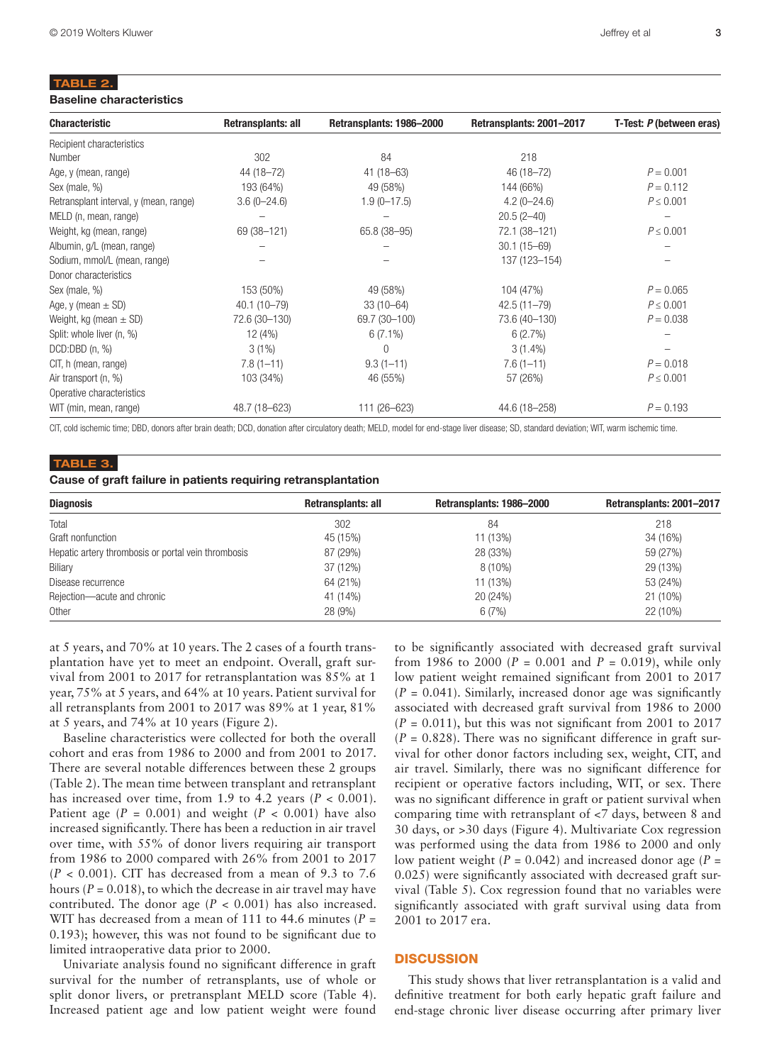**TABLE 2.**

**Baseline characteristics**

| Characteristic | Retransplants: all | Retransplants: 1986–2000 | Retransplants: 2001–2017 | T-Test: *P* (between eras) |
|---|---|---|---|---|
| Recipient characteristics | | | | |
| Number | 302 | 84 | 218 | |
| Age, y (mean, range) | 44 (18–72) | 41 (18–63) | 46 (18–72) | $P = 0.001$ |
| Sex (male, %) | 193 (64%) | 49 (58%) | 144 (66%) | $P = 0.112$ |
| Retransplant interval, y (mean, range) | 3.6 (0–24.6) | 1.9 (0–17.5) | 4.2 (0–24.6) | $P \leq 0.001$ |
| MELD (n, mean, range) | – | – | 20.5 (2–40) | – |
| Weight, kg (mean, range) | 69 (38–121) | 65.8 (38–95) | 72.1 (38–121) | $P \leq 0.001$ |
| Albumin, g/L (mean, range) | – | – | 30.1 (15–69) | – |
| Sodium, mmol/L (mean, range) | – | – | 137 (123–154) | – |
| Donor characteristics | | | | |
| Sex (male, %) | 153 (50%) | 49 (58%) | 104 (47%) | $P = 0.065$ |
| Age, y (mean ± SD) | 40.1 (10–79) | 33 (10–64) | 42.5 (11–79) | $P \leq 0.001$ |
| Weight, kg (mean ± SD) | 72.6 (30–130) | 69.7 (30–100) | 73.6 (40–130) | $P = 0.038$ |
| Split: whole liver (n, %) | 12 (4%) | 6 (7.1%) | 6 (2.7%) | – |
| DCD:DBD (n, %) | 3 (1%) | 0 | 3 (1.4%) | – |
| CIT, h (mean, range) | 7.8 (1–11) | 9.3 (1–11) | 7.6 (1–11) | $P = 0.018$ |
| Air transport (n, %) | 103 (34%) | 46 (55%) | 57 (26%) | $P \leq 0.001$ |
| Operative characteristics | | | | |
| WIT (min, mean, range) | 48.7 (18–623) | 111 (26–623) | 44.6 (18–258) | $P = 0.193$ |

CIT, cold ischemic time; DBD, donors after brain death; DCD, donation after circulatory death; MELD, model for end-stage liver disease; SD, standard deviation; WIT, warm ischemic time.

**TABLE 3.**

**Cause of graft failure in patients requiring retransplantation**

| Diagnosis | Retransplants: all | Retransplants: 1986–2000 | Retransplants: 2001–2017 |
|---|---|---|---|
| Total | 302 | 84 | 218 |
| Graft nonfunction | 45 (15%) | 11 (13%) | 34 (16%) |
| Hepatic artery thrombosis or portal vein thrombosis | 87 (29%) | 28 (33%) | 59 (27%) |
| Biliary | 37 (12%) | 8 (10%) | 29 (13%) |
| Disease recurrence | 64 (21%) | 11 (13%) | 53 (24%) |
| Rejection—acute and chronic | 41 (14%) | 20 (24%) | 21 (10%) |
| Other | 28 (9%) | 6 (7%) | 22 (10%) |

at 5 years, and 70% at 10 years. The 2 cases of a fourth transplantation have yet to meet an endpoint. Overall, graft survival from 2001 to 2017 for retransplantation was 85% at 1 year, 75% at 5 years, and 64% at 10 years. Patient survival for all retransplants from 2001 to 2017 was 89% at 1 year, 81% at 5 years, and 74% at 10 years (Figure 2).

Baseline characteristics were collected for both the overall cohort and eras from 1986 to 2000 and from 2001 to 2017. There are several notable differences between these 2 groups (Table 2). The mean time between transplant and retransplant has increased over time, from 1.9 to 4.2 years ($P < 0.001$). Patient age ($P = 0.001$) and weight ($P < 0.001$) have also increased significantly. There has been a reduction in air travel over time, with 55% of donor livers requiring air transport from 1986 to 2000 compared with 26% from 2001 to 2017 ($P < 0.001$). CIT has decreased from a mean of 9.3 to 7.6 hours ($P = 0.018$), to which the decrease in air travel may have contributed. The donor age ($P < 0.001$) has also increased. WIT has decreased from a mean of 111 to 44.6 minutes ($P = 0.193$); however, this was not found to be significant due to limited intraoperative data prior to 2000.

Univariate analysis found no significant difference in graft survival for the number of retransplants, use of whole or split donor livers, or pretransplant MELD score (Table 4). Increased patient age and low patient weight were found to be significantly associated with decreased graft survival from 1986 to 2000 ($P = 0.001$ and $P = 0.019$), while only low patient weight remained significant from 2001 to 2017 ($P = 0.041$). Similarly, increased donor age was significantly associated with decreased graft survival from 1986 to 2000 ($P = 0.011$), but this was not significant from 2001 to 2017 ($P = 0.828$). There was no significant difference in graft survival for other donor factors including sex, weight, CIT, and air travel. Similarly, there was no significant difference for recipient or operative factors including, WIT, or sex. There was no significant difference in graft or patient survival when comparing time with retransplant of <7 days, between 8 and 30 days, or >30 days (Figure 4). Multivariate Cox regression was performed using the data from 1986 to 2000 and only low patient weight ($P = 0.042$) and increased donor age ($P = 0.025$) were significantly associated with decreased graft survival (Table 5). Cox regression found that no variables were significantly associated with graft survival using data from 2001 to 2017 era.

## DISCUSSION

This study shows that liver retransplantation is a valid and definitive treatment for both early hepatic graft failure and end-stage chronic liver disease occurring after primary liver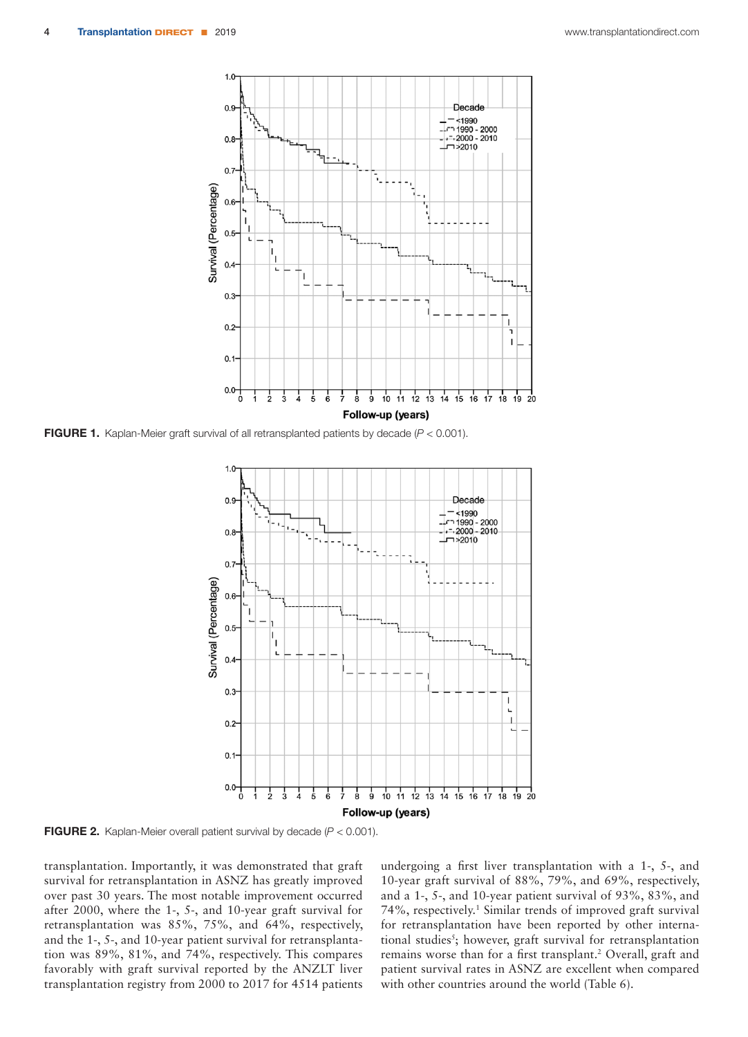FIGURE 1. Kaplan-Meier graft survival of all retransplanted patients by decade ($P < 0.001$).

FIGURE 2. Kaplan-Meier overall patient survival by decade ($P < 0.001$).

transplantation. Importantly, it was demonstrated that graft survival for retransplantation in ASNZ has greatly improved over past 30 years. The most notable improvement occurred after 2000, where the 1-, 5-, and 10-year graft survival for retransplantation was 85%, 75%, and 64%, respectively, and the 1-, 5-, and 10-year patient survival for retransplantation was 89%, 81%, and 74%, respectively. This compares favorably with graft survival reported by the ANZLT liver transplantation registry from 2000 to 2017 for 4514 patients undergoing a first liver transplantation with a 1-, 5-, and 10-year graft survival of 88%, 79%, and 69%, respectively, and a 1-, 5-, and 10-year patient survival of 93%, 83%, and 74%, respectively.[1] Similar trends of improved graft survival for retransplantation have been reported by other international studies[5]; however, graft survival for retransplantation remains worse than for a first transplant.[2] Overall, graft and patient survival rates in ASNZ are excellent when compared with other countries around the world (Table 6).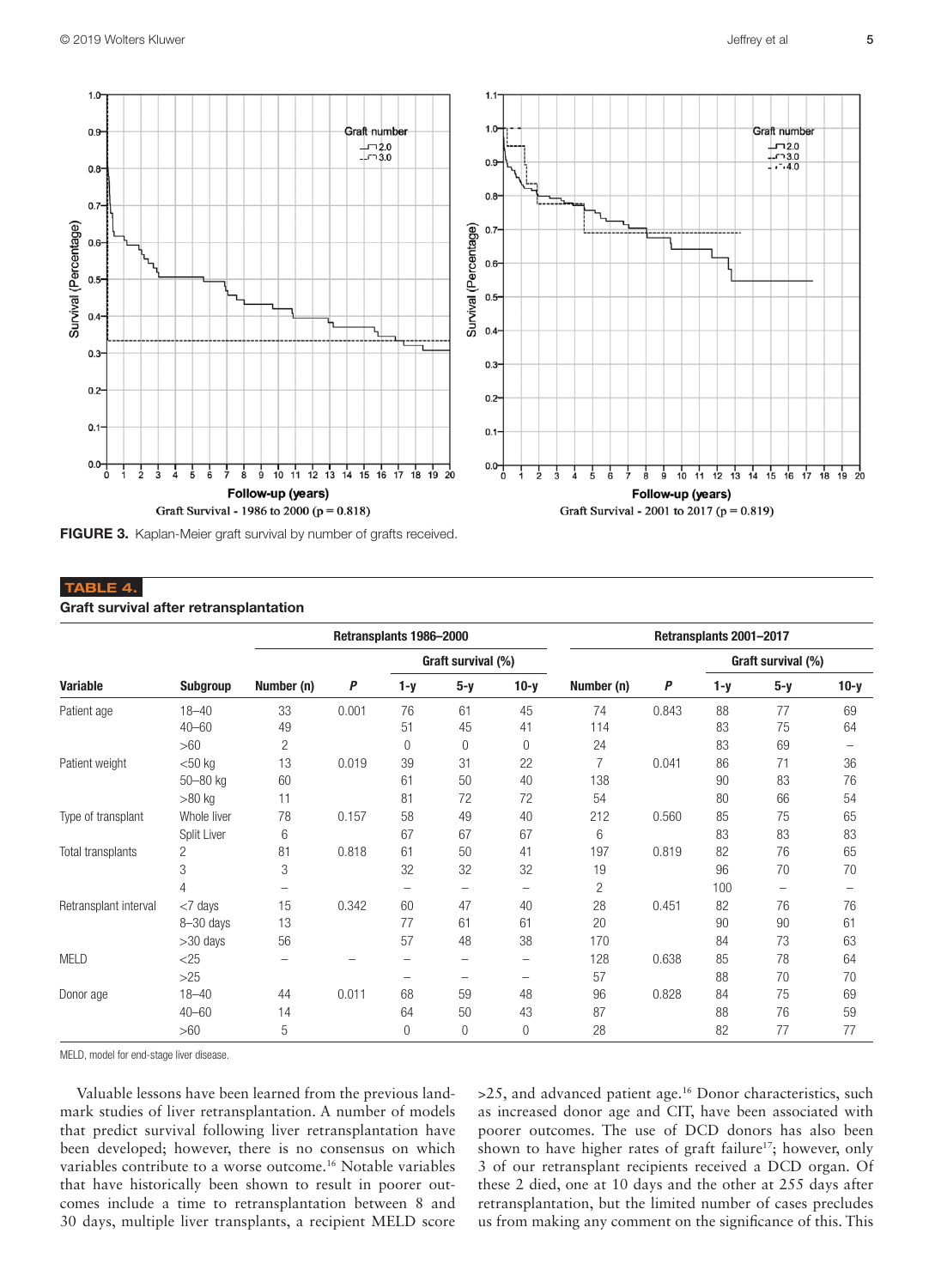FIGURE 3. Kaplan-Meier graft survival by number of grafts received.

**TABLE 4.**

**Graft survival after retransplantation**

| Variable | Subgroup | Retransplants 1986–2000 | | | | | Retransplants 2001–2017 | | | | |
|---|---|---|---|---|---|---|---|---|---|---|---|
| | | | | Graft survival (%) | | | | | Graft survival (%) | | |
| | | Number (n) | P | 1-y | 5-y | 10-y | Number (n) | P | 1-y | 5-y | 10-y |
| Patient age | 18–40 | 33 | 0.001 | 76 | 61 | 45 | 74 | 0.843 | 88 | 77 | 69 |
| | 40–60 | 49 | | 51 | 45 | 41 | 114 | | 83 | 75 | 64 |
| | >60 | 2 | | 0 | 0 | 0 | 24 | | 83 | 69 | – |
| Patient weight | <50 kg | 13 | 0.019 | 39 | 31 | 22 | 7 | 0.041 | 86 | 71 | 36 |
| | 50–80 kg | 60 | | 61 | 50 | 40 | 138 | | 90 | 83 | 76 |
| | >80 kg | 11 | | 81 | 72 | 72 | 54 | | 80 | 66 | 54 |
| Type of transplant | Whole liver | 78 | 0.157 | 58 | 49 | 40 | 212 | 0.560 | 85 | 75 | 65 |
| | Split Liver | 6 | | 67 | 67 | 67 | 6 | | 83 | 83 | 83 |
| Total transplants | 2 | 81 | 0.818 | 61 | 50 | 41 | 197 | 0.819 | 82 | 76 | 65 |
| | 3 | 3 | | 32 | 32 | 32 | 19 | | 96 | 70 | 70 |
| | 4 | – | | – | – | – | 2 | | 100 | – | – |
| Retransplant interval | <7 days | 15 | 0.342 | 60 | 47 | 40 | 28 | 0.451 | 82 | 76 | 76 |
| | 8–30 days | 13 | | 77 | 61 | 61 | 20 | | 90 | 90 | 61 |
| | >30 days | 56 | | 57 | 48 | 38 | 170 | | 84 | 73 | 63 |
| MELD | <25 | – | – | – | – | – | 128 | 0.638 | 85 | 78 | 64 |
| | >25 | | | – | – | – | 57 | | 88 | 70 | 70 |
| Donor age | 18–40 | 44 | 0.011 | 68 | 59 | 48 | 96 | 0.828 | 84 | 75 | 69 |
| | 40–60 | 14 | | 64 | 50 | 43 | 87 | | 88 | 76 | 59 |
| | >60 | 5 | | 0 | 0 | 0 | 28 | | 82 | 77 | 77 |

MELD, model for end-stage liver disease.

Valuable lessons have been learned from the previous landmark studies of liver retransplantation. A number of models that predict survival following liver retransplantation have been developed; however, there is no consensus on which variables contribute to a worse outcome.[16] Notable variables that have historically been shown to result in poorer outcomes include a time to retransplantation between 8 and 30 days, multiple liver transplants, a recipient MELD score >25, and advanced patient age.[16] Donor characteristics, such as increased donor age and CIT, have been associated with poorer outcomes. The use of DCD donors has also been shown to have higher rates of graft failure[17]; however, only 3 of our retransplant recipients received a DCD organ. Of these 2 died, one at 10 days and the other at 255 days after retransplantation, but the limited number of cases precludes us from making any comment on the significance of this. This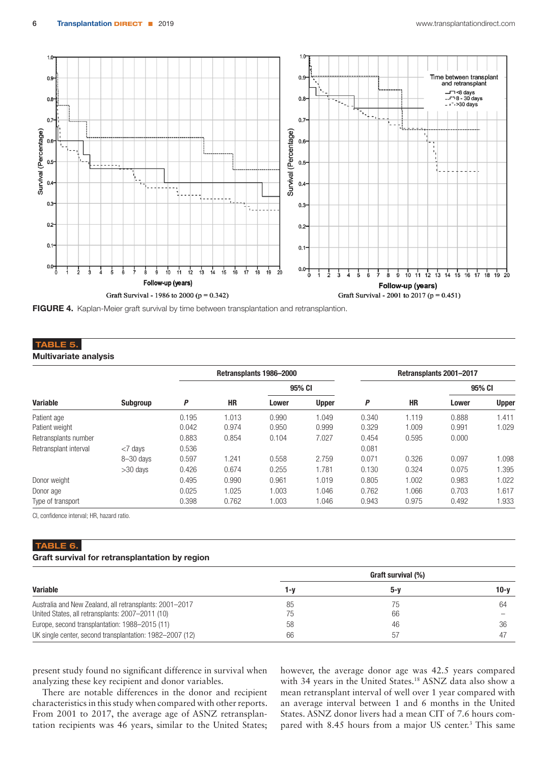FIGURE 4. Kaplan-Meier graft survival by time between transplantation and retransplantion.

**TABLE 5.**

**Multivariate analysis**

| Variable | Subgroup | Retransplants 1986–2000 | | | | Retransplants 2001–2017 | | | |
|---|---|---|---|---|---|---|---|---|---|
| | | | | 95% CI | | | | 95% CI | |
| | | P | HR | Lower | Upper | P | HR | Lower | Upper |
| Patient age | | 0.195 | 1.013 | 0.990 | 1.049 | 0.340 | 1.119 | 0.888 | 1.411 |
| Patient weight | | 0.042 | 0.974 | 0.950 | 0.999 | 0.329 | 1.009 | 0.991 | 1.029 |
| Retransplants number | | 0.883 | 0.854 | 0.104 | 7.027 | 0.454 | 0.595 | 0.000 | |
| Retransplant interval | <7 days | 0.536 | | | | 0.081 | | | |
| | 8–30 days | 0.597 | 1.241 | 0.558 | 2.759 | 0.071 | 0.326 | 0.097 | 1.098 |
| | >30 days | 0.426 | 0.674 | 0.255 | 1.781 | 0.130 | 0.324 | 0.075 | 1.395 |
| Donor weight | | 0.495 | 0.990 | 0.961 | 1.019 | 0.805 | 1.002 | 0.983 | 1.022 |
| Donor age | | 0.025 | 1.025 | 1.003 | 1.046 | 0.762 | 1.066 | 0.703 | 1.617 |
| Type of transport | | 0.398 | 0.762 | 1.003 | 1.046 | 0.943 | 0.975 | 0.492 | 1.933 |

CI, confidence interval; HR, hazard ratio.

**TABLE 6.**

**Graft survival for retransplantation by region**

| Variable | Graft survival (%) 1-y | 5-y | 10-y |
|---|---|---|---|
| Australia and New Zealand, all retransplants: 2001–2017 | 85 | 75 | 64 |
| United States, all retransplants: 2007–2011 (10) | 75 | 66 | – |
| Europe, second transplantation: 1988–2015 (11) | 58 | 46 | 36 |
| UK single center, second transplantation: 1982–2007 (12) | 66 | 57 | 47 |

present study found no significant difference in survival when analyzing these key recipient and donor variables.

There are notable differences in the donor and recipient characteristics in this study when compared with other reports. From 2001 to 2017, the average age of ASNZ retransplantation recipients was 46 years, similar to the United States; however, the average donor age was 42.5 years compared with 34 years in the United States.[18] ASNZ data also show a mean retransplant interval of well over 1 year compared with an average interval between 1 and 6 months in the United States. ASNZ donor livers had a mean CIT of 7.6 hours compared with 8.45 hours from a major US center.[3] This same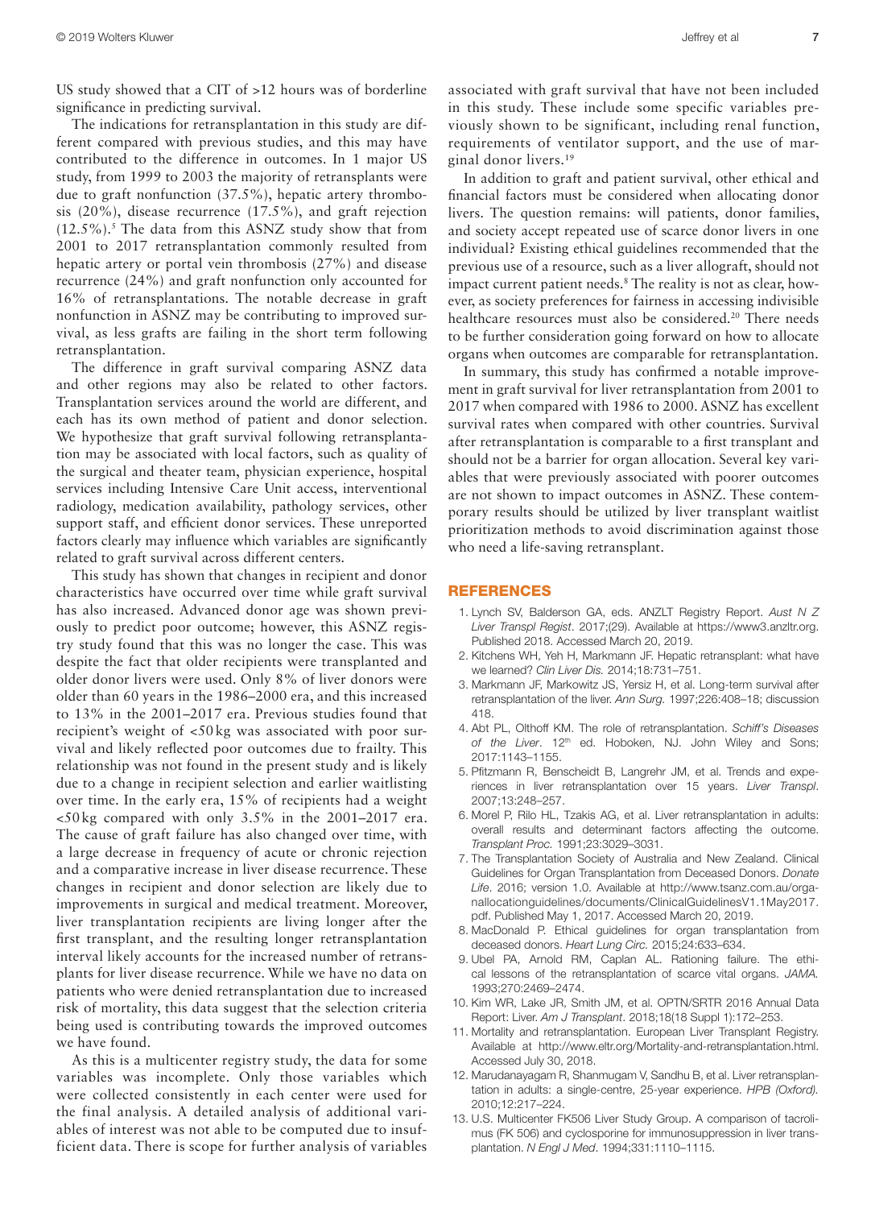US study showed that a CIT of >12 hours was of borderline significance in predicting survival.

The indications for retransplantation in this study are different compared with previous studies, and this may have contributed to the difference in outcomes. In 1 major US study, from 1999 to 2003 the majority of retransplants were due to graft nonfunction (37.5%), hepatic artery thrombosis (20%), disease recurrence (17.5%), and graft rejection (12.5%).[5] The data from this ASNZ study show that from 2001 to 2017 retransplantation commonly resulted from hepatic artery or portal vein thrombosis (27%) and disease recurrence (24%) and graft nonfunction only accounted for 16% of retransplantations. The notable decrease in graft nonfunction in ASNZ may be contributing to improved survival, as less grafts are failing in the short term following retransplantation.

The difference in graft survival comparing ASNZ data and other regions may also be related to other factors. Transplantation services around the world are different, and each has its own method of patient and donor selection. We hypothesize that graft survival following retransplantation may be associated with local factors, such as quality of the surgical and theater team, physician experience, hospital services including Intensive Care Unit access, interventional radiology, medication availability, pathology services, other support staff, and efficient donor services. These unreported factors clearly may influence which variables are significantly related to graft survival across different centers.

This study has shown that changes in recipient and donor characteristics have occurred over time while graft survival has also increased. Advanced donor age was shown previously to predict poor outcome; however, this ASNZ registry study found that this was no longer the case. This was despite the fact that older recipients were transplanted and older donor livers were used. Only 8% of liver donors were older than 60 years in the 1986–2000 era, and this increased to 13% in the 2001–2017 era. Previous studies found that recipient's weight of <50 kg was associated with poor survival and likely reflected poor outcomes due to frailty. This relationship was not found in the present study and is likely due to a change in recipient selection and earlier waitlisting over time. In the early era, 15% of recipients had a weight <50 kg compared with only 3.5% in the 2001–2017 era. The cause of graft failure has also changed over time, with a large decrease in frequency of acute or chronic rejection and a comparative increase in liver disease recurrence. These changes in recipient and donor selection are likely due to improvements in surgical and medical treatment. Moreover, liver transplantation recipients are living longer after the first transplant, and the resulting longer retransplantation interval likely accounts for the increased number of retransplants for liver disease recurrence. While we have no data on patients who were denied retransplantation due to increased risk of mortality, this data suggest that the selection criteria being used is contributing towards the improved outcomes we have found.

As this is a multicenter registry study, the data for some variables was incomplete. Only those variables which were collected consistently in each center were used for the final analysis. A detailed analysis of additional variables of interest was not able to be computed due to insufficient data. There is scope for further analysis of variables associated with graft survival that have not been included in this study. These include some specific variables previously shown to be significant, including renal function, requirements of ventilator support, and the use of marginal donor livers.[19]

In addition to graft and patient survival, other ethical and financial factors must be considered when allocating donor livers. The question remains: will patients, donor families, and society accept repeated use of scarce donor livers in one individual? Existing ethical guidelines recommended that the previous use of a resource, such as a liver allograft, should not impact current patient needs.[8] The reality is not as clear, however, as society preferences for fairness in accessing indivisible healthcare resources must also be considered.[20] There needs to be further consideration going forward on how to allocate organs when outcomes are comparable for retransplantation.

In summary, this study has confirmed a notable improvement in graft survival for liver retransplantation from 2001 to 2017 when compared with 1986 to 2000. ASNZ has excellent survival rates when compared with other countries. Survival after retransplantation is comparable to a first transplant and should not be a barrier for organ allocation. Several key variables that were previously associated with poorer outcomes are not shown to impact outcomes in ASNZ. These contemporary results should be utilized by liver transplant waitlist prioritization methods to avoid discrimination against those who need a life-saving retransplant.

## REFERENCES

1. Lynch SV, Balderson GA, eds. ANZLT Registry Report. *Aust N Z Liver Transpl Regist*. 2017;(29). Available at https://www3.anzltr.org. Published 2018. Accessed March 20, 2019.
2. Kitchens WH, Yeh H, Markmann JF. Hepatic retransplant: what have we learned? *Clin Liver Dis.* 2014;18:731–751.
3. Markmann JF, Markowitz JS, Yersiz H, et al. Long-term survival after retransplantation of the liver. *Ann Surg.* 1997;226:408–18; discussion 418.
4. Abt PL, Olthoff KM. The role of retransplantation. *Schiff's Diseases of the Liver*. 12th ed. Hoboken, NJ. John Wiley and Sons; 2017:1143–1155.
5. Pfitzmann R, Benscheidt B, Langrehr JM, et al. Trends and experiences in liver retransplantation over 15 years. *Liver Transpl*. 2007;13:248–257.
6. Morel P, Rilo HL, Tzakis AG, et al. Liver retransplantation in adults: overall results and determinant factors affecting the outcome. *Transplant Proc.* 1991;23:3029–3031.
7. The Transplantation Society of Australia and New Zealand. Clinical Guidelines for Organ Transplantation from Deceased Donors. *Donate Life*. 2016; version 1.0. Available at http://www.tsanz.com.au/organallocationguidelines/documents/ClinicalGuidelinesV1.1May2017.pdf. Published May 1, 2017. Accessed March 20, 2019.
8. MacDonald P. Ethical guidelines for organ transplantation from deceased donors. *Heart Lung Circ.* 2015;24:633–634.
9. Ubel PA, Arnold RM, Caplan AL. Rationing failure. The ethical lessons of the retransplantation of scarce vital organs. *JAMA.* 1993;270:2469–2474.
10. Kim WR, Lake JR, Smith JM, et al. OPTN/SRTR 2016 Annual Data Report: Liver. *Am J Transplant*. 2018;18(18 Suppl 1):172–253.
11. Mortality and retransplantation. European Liver Transplant Registry. Available at http://www.eltr.org/Mortality-and-retransplantation.html. Accessed July 30, 2018.
12. Marudanayagam R, Shanmugam V, Sandhu B, et al. Liver retransplantation in adults: a single-centre, 25-year experience. *HPB (Oxford).* 2010;12:217–224.
13. U.S. Multicenter FK506 Liver Study Group. A comparison of tacrolimus (FK 506) and cyclosporine for immunosuppression in liver transplantation. *N Engl J Med*. 1994;331:1110–1115.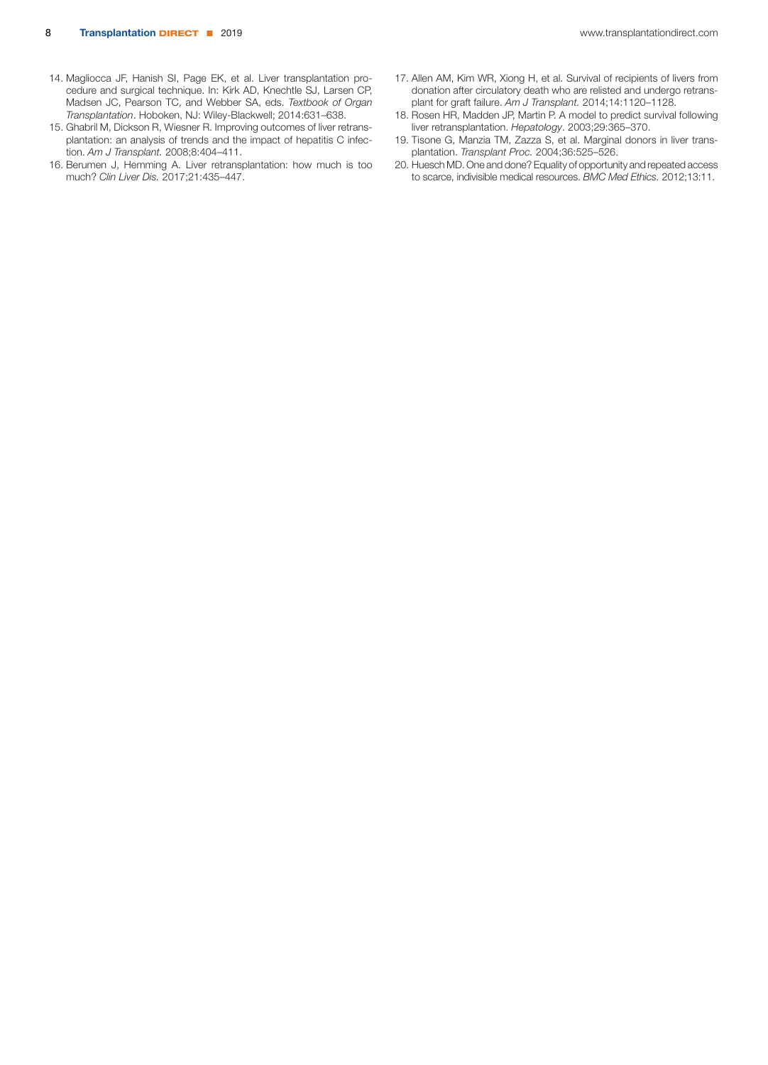14. Magliocca JF, Hanish SI, Page EK, et al. Liver transplantation procedure and surgical technique. In: Kirk AD, Knechtle SJ, Larsen CP, Madsen JC, Pearson TC, and Webber SA, eds. *Textbook of Organ Transplantation*. Hoboken, NJ: Wiley-Blackwell; 2014:631–638.
15. Ghabril M, Dickson R, Wiesner R. Improving outcomes of liver retransplantation: an analysis of trends and the impact of hepatitis C infection. *Am J Transplant.* 2008;8:404–411.
16. Berumen J, Hemming A. Liver retransplantation: how much is too much? *Clin Liver Dis.* 2017;21:435–447.
17. Allen AM, Kim WR, Xiong H, et al. Survival of recipients of livers from donation after circulatory death who are relisted and undergo retransplant for graft failure. *Am J Transplant.* 2014;14:1120–1128.
18. Rosen HR, Madden JP, Martin P. A model to predict survival following liver retransplantation. *Hepatology*. 2003;29:365–370.
19. Tisone G, Manzia TM, Zazza S, et al. Marginal donors in liver transplantation. *Transplant Proc.* 2004;36:525–526.
20. Huesch MD. One and done? Equality of opportunity and repeated access to scarce, indivisible medical resources. *BMC Med Ethics.* 2012;13:11.